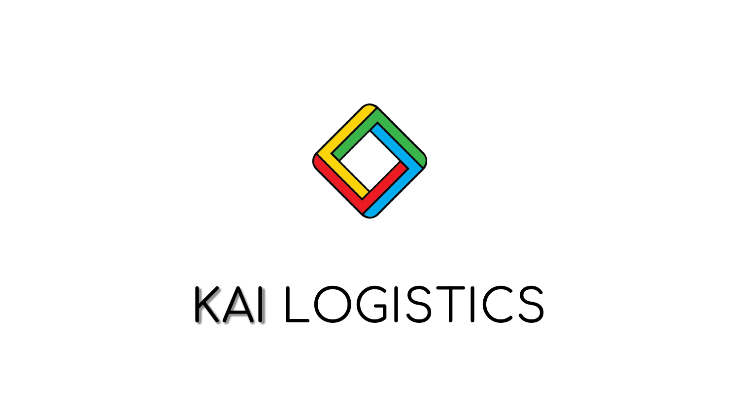# KAI LOGISTICS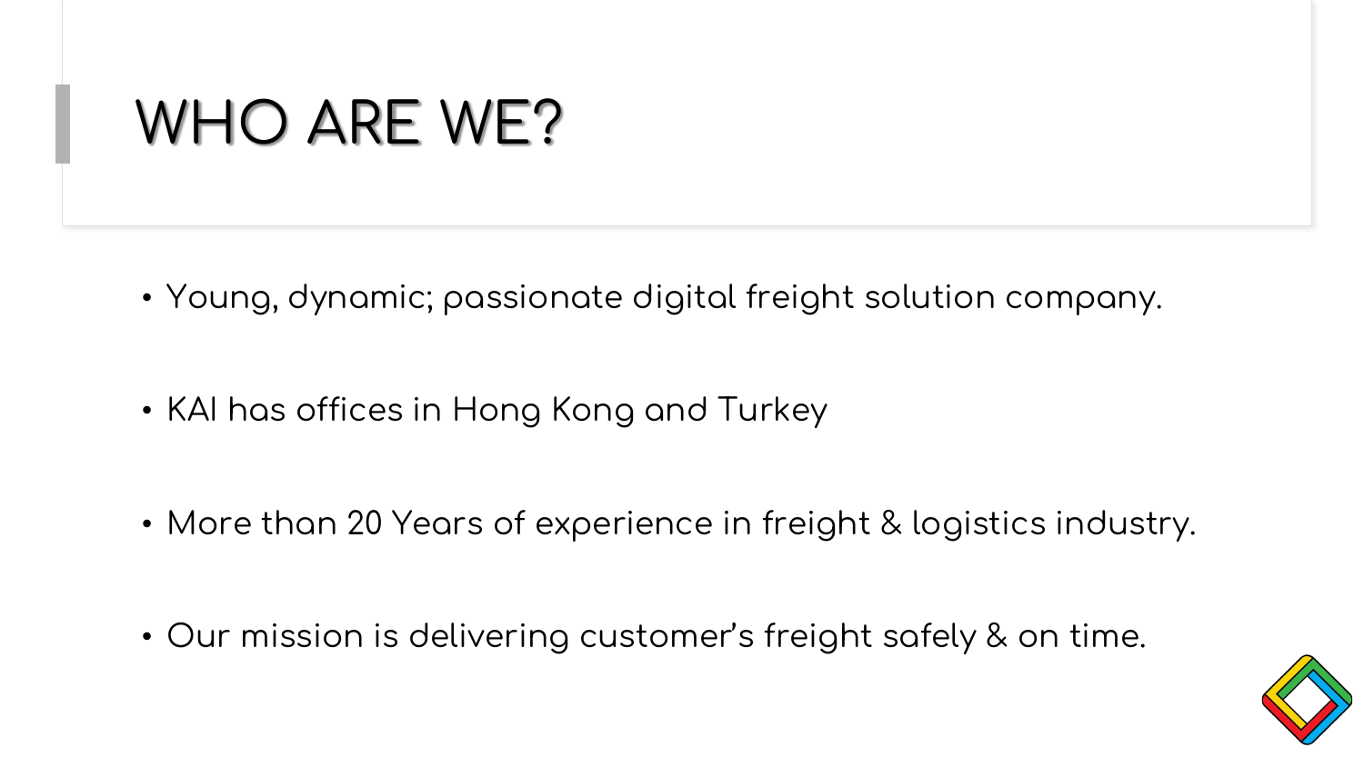# WHO ARE WE?

- Young, dynamic; passionate digital freight solution company.
- KAI has offices in Hong Kong and Turkey
- More than 20 Years of experience in freight & logistics industry.
- Our mission is delivering customer's freight safely & on time.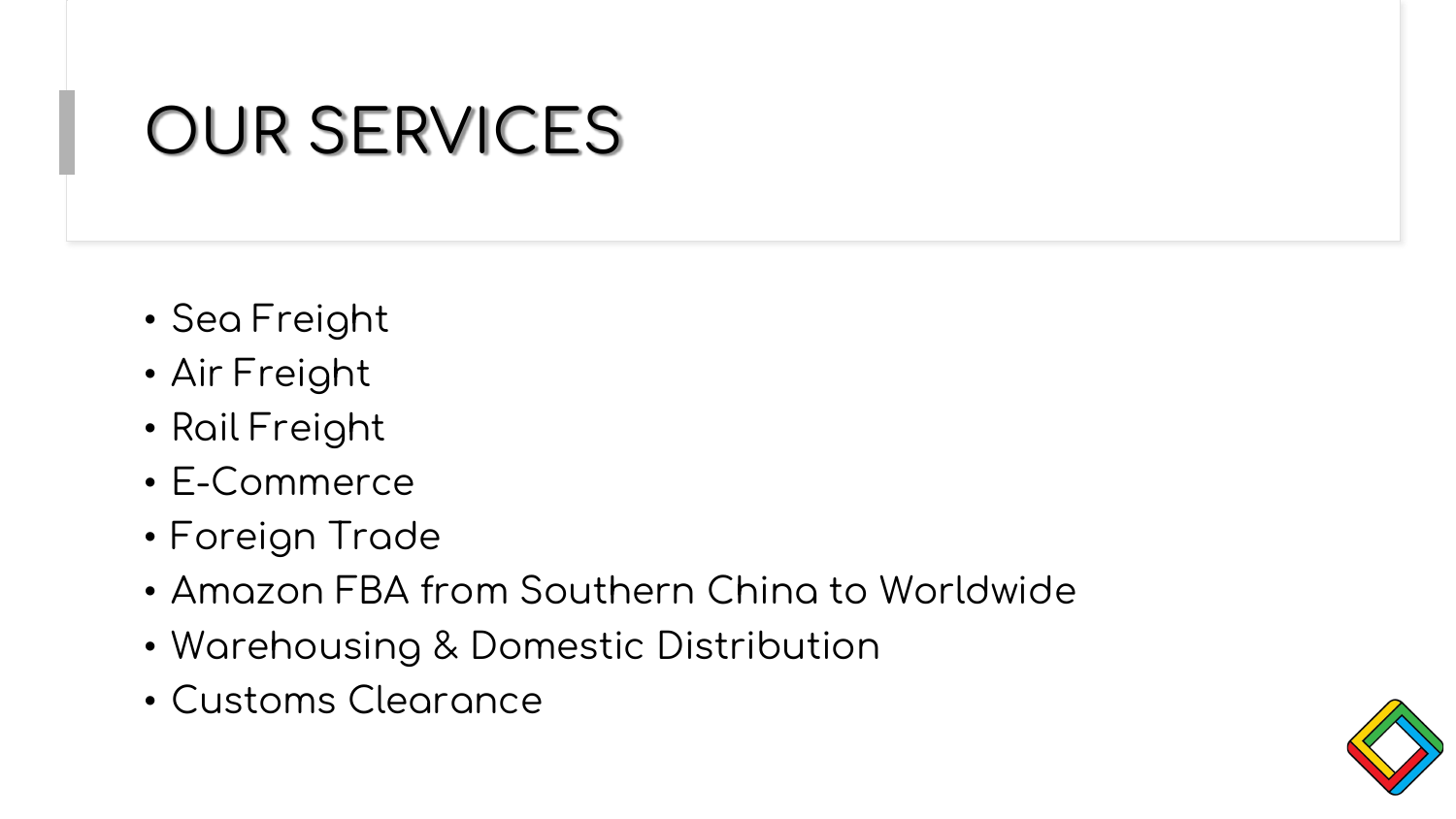# OUR SERVICES

- Sea Freight
- Air Freight
- Rail Freight
- E-Commerce
- Foreign Trade
- Amazon FBA from Southern China to Worldwide
- Warehousing & Domestic Distribution
- Customs Clearance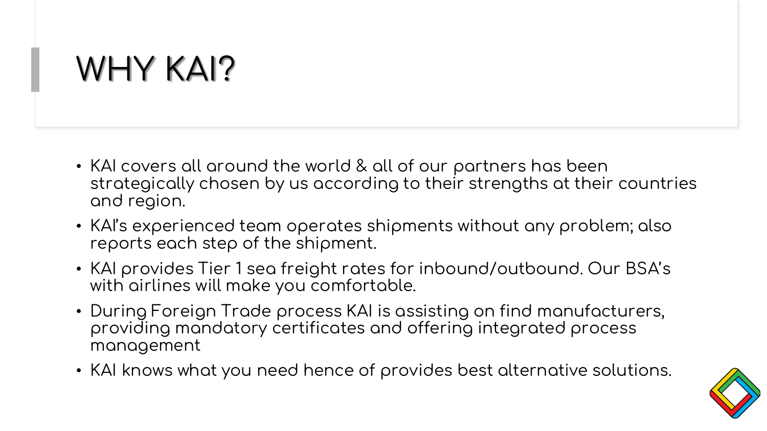# WHY KAI?

- KAI covers all around the world & all of our partners has been strategically chosen by us according to their strengths at their countries and region.
- KAI's experienced team operates shipments without any problem; also reports each step of the shipment.
- KAI provides Tier 1 sea freight rates for inbound/outbound. Our BSA's with airlines will make you comfortable.
- During Foreign Trade process KAI is assisting on find manufacturers, providing mandatory certificates and offering integrated process management
- KAI knows what you need hence of provides best alternative solutions.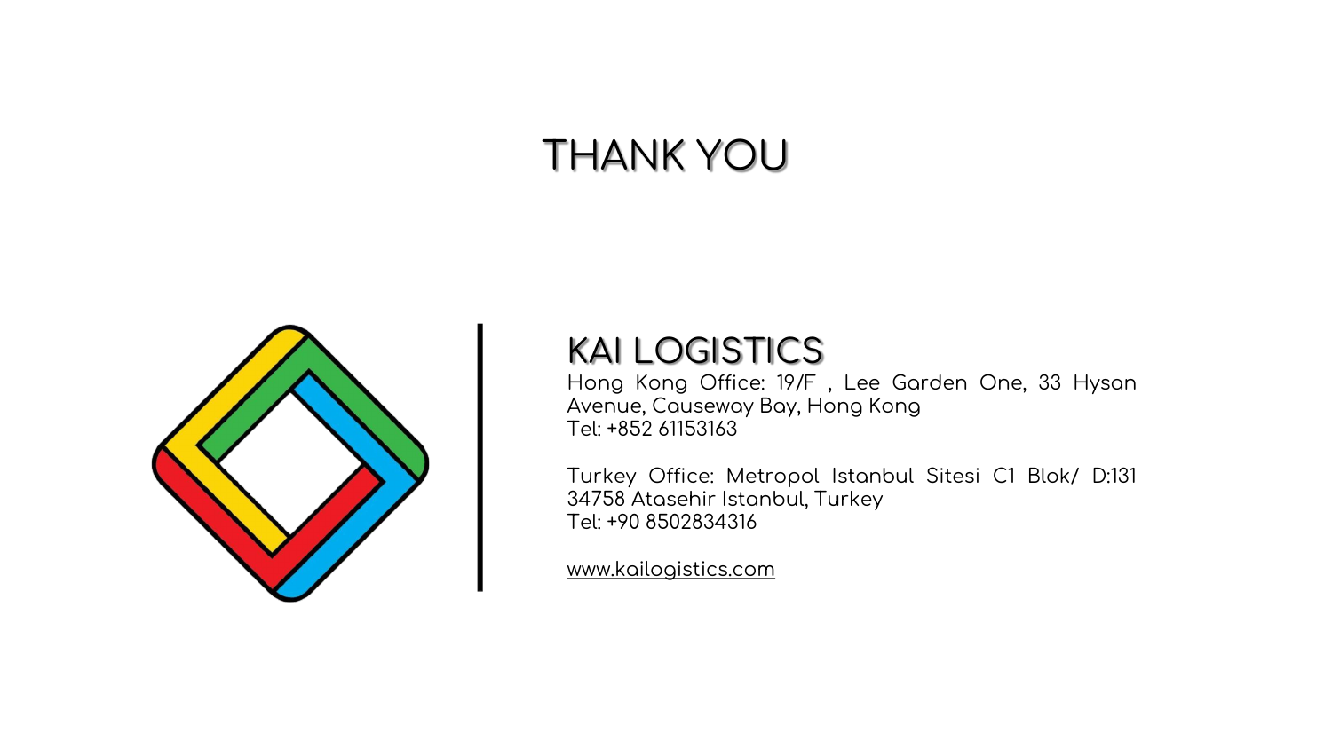# THANK YOU

## KAI LOGISTICS

Hong Kong Office: 19/F , Lee Garden One, 33 Hysan Avenue, Causeway Bay, Hong Kong
Tel: +852 61153163

Turkey Office: Metropol Istanbul Sitesi C1 Blok/ D:131 34758 Atasehir Istanbul, Turkey
Tel: +90 8502834316

www.kailogistics.com